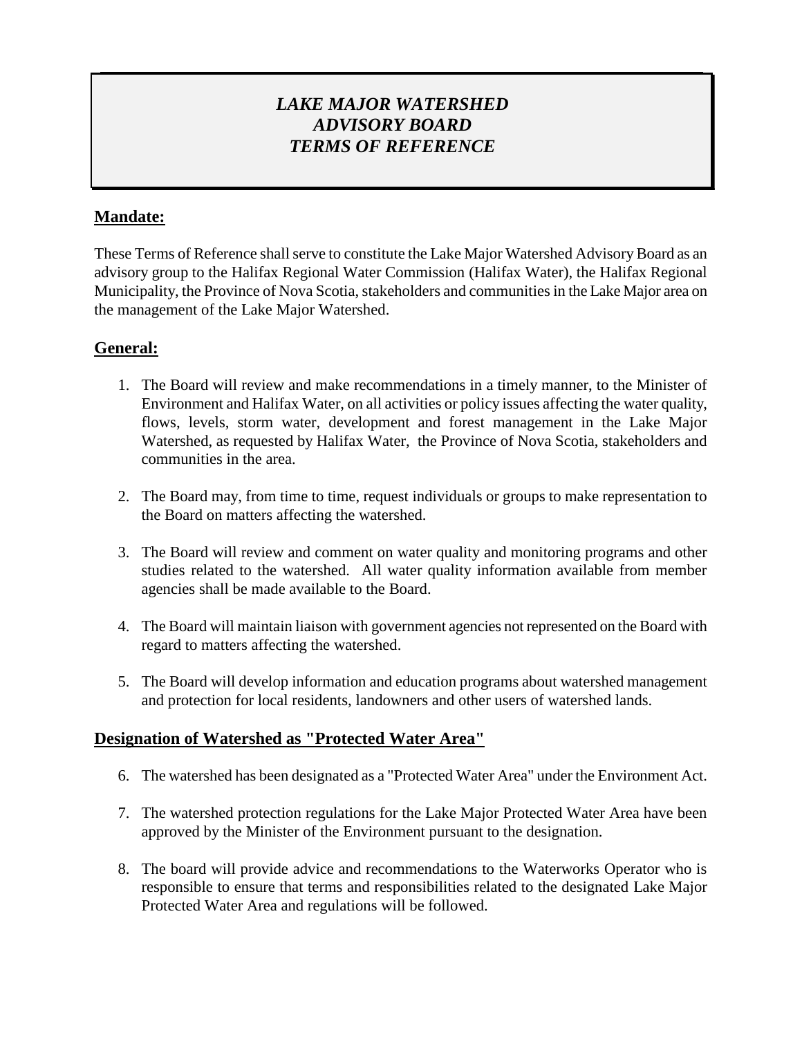# *LAKE MAJOR WATERSHED ADVISORY BOARD TERMS OF REFERENCE*

## Mandate:

These Terms of Reference shall serve to constitute the Lake Major Watershed Advisory Board as an advisory group to the Halifax Regional Water Commission (Halifax Water), the Halifax Regional Municipality, the Province of Nova Scotia, stakeholders and communities in the Lake Major area on the management of the Lake Major Watershed.

## General:

1. The Board will review and make recommendations in a timely manner, to the Minister of Environment and Halifax Water, on all activities or policy issues affecting the water quality, flows, levels, storm water, development and forest management in the Lake Major Watershed, as requested by Halifax Water, the Province of Nova Scotia, stakeholders and communities in the area.

2. The Board may, from time to time, request individuals or groups to make representation to the Board on matters affecting the watershed.

3. The Board will review and comment on water quality and monitoring programs and other studies related to the watershed. All water quality information available from member agencies shall be made available to the Board.

4. The Board will maintain liaison with government agencies not represented on the Board with regard to matters affecting the watershed.

5. The Board will develop information and education programs about watershed management and protection for local residents, landowners and other users of watershed lands.

## Designation of Watershed as "Protected Water Area"

6. The watershed has been designated as a "Protected Water Area" under the Environment Act.

7. The watershed protection regulations for the Lake Major Protected Water Area have been approved by the Minister of the Environment pursuant to the designation.

8. The board will provide advice and recommendations to the Waterworks Operator who is responsible to ensure that terms and responsibilities related to the designated Lake Major Protected Water Area and regulations will be followed.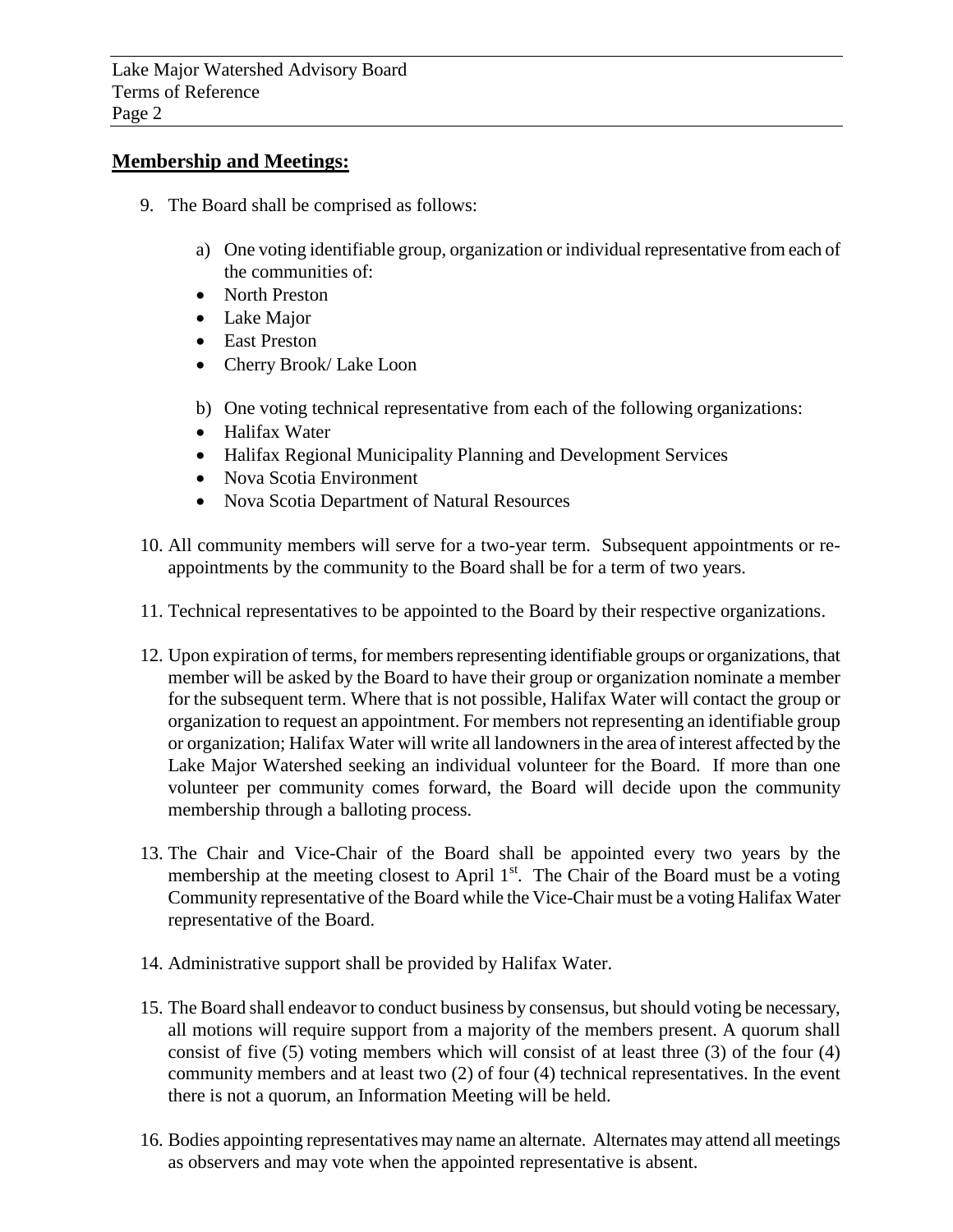## Membership and Meetings:

9. The Board shall be comprised as follows:

    a) One voting identifiable group, organization or individual representative from each of the communities of:
    - North Preston
    - Lake Major
    - East Preston
    - Cherry Brook/ Lake Loon

    b) One voting technical representative from each of the following organizations:
    - Halifax Water
    - Halifax Regional Municipality Planning and Development Services
    - Nova Scotia Environment
    - Nova Scotia Department of Natural Resources

10. All community members will serve for a two-year term. Subsequent appointments or re-appointments by the community to the Board shall be for a term of two years.

11. Technical representatives to be appointed to the Board by their respective organizations.

12. Upon expiration of terms, for members representing identifiable groups or organizations, that member will be asked by the Board to have their group or organization nominate a member for the subsequent term. Where that is not possible, Halifax Water will contact the group or organization to request an appointment. For members not representing an identifiable group or organization; Halifax Water will write all landowners in the area of interest affected by the Lake Major Watershed seeking an individual volunteer for the Board. If more than one volunteer per community comes forward, the Board will decide upon the community membership through a balloting process.

13. The Chair and Vice-Chair of the Board shall be appointed every two years by the membership at the meeting closest to April 1st. The Chair of the Board must be a voting Community representative of the Board while the Vice-Chair must be a voting Halifax Water representative of the Board.

14. Administrative support shall be provided by Halifax Water.

15. The Board shall endeavor to conduct business by consensus, but should voting be necessary, all motions will require support from a majority of the members present. A quorum shall consist of five (5) voting members which will consist of at least three (3) of the four (4) community members and at least two (2) of four (4) technical representatives. In the event there is not a quorum, an Information Meeting will be held.

16. Bodies appointing representatives may name an alternate. Alternates may attend all meetings as observers and may vote when the appointed representative is absent.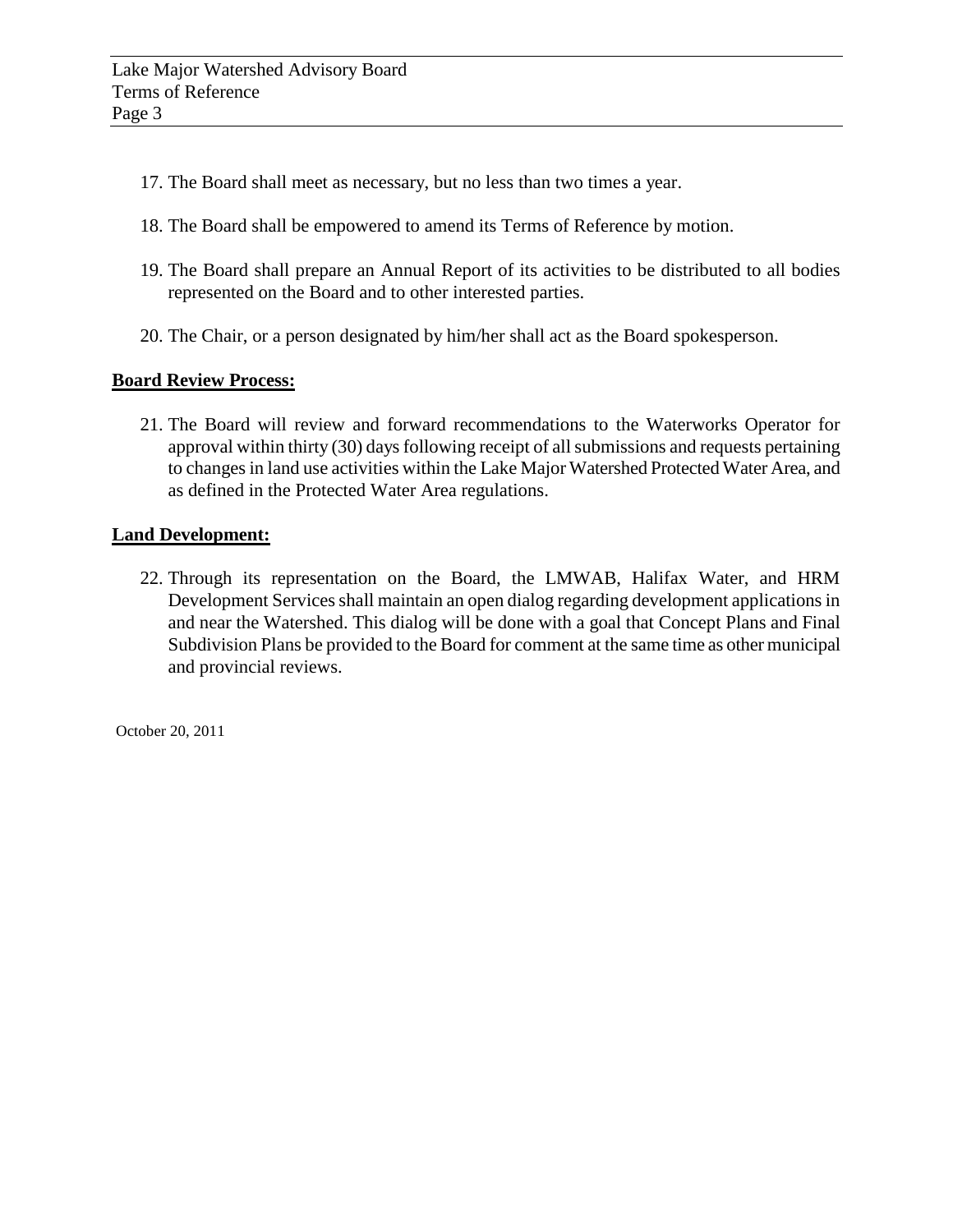17. The Board shall meet as necessary, but no less than two times a year.

18. The Board shall be empowered to amend its Terms of Reference by motion.

19. The Board shall prepare an Annual Report of its activities to be distributed to all bodies represented on the Board and to other interested parties.

20. The Chair, or a person designated by him/her shall act as the Board spokesperson.

**Board Review Process:**

21. The Board will review and forward recommendations to the Waterworks Operator for approval within thirty (30) days following receipt of all submissions and requests pertaining to changes in land use activities within the Lake Major Watershed Protected Water Area, and as defined in the Protected Water Area regulations.

**Land Development:**

22. Through its representation on the Board, the LMWAB, Halifax Water, and HRM Development Services shall maintain an open dialog regarding development applications in and near the Watershed. This dialog will be done with a goal that Concept Plans and Final Subdivision Plans be provided to the Board for comment at the same time as other municipal and provincial reviews.

October 20, 2011